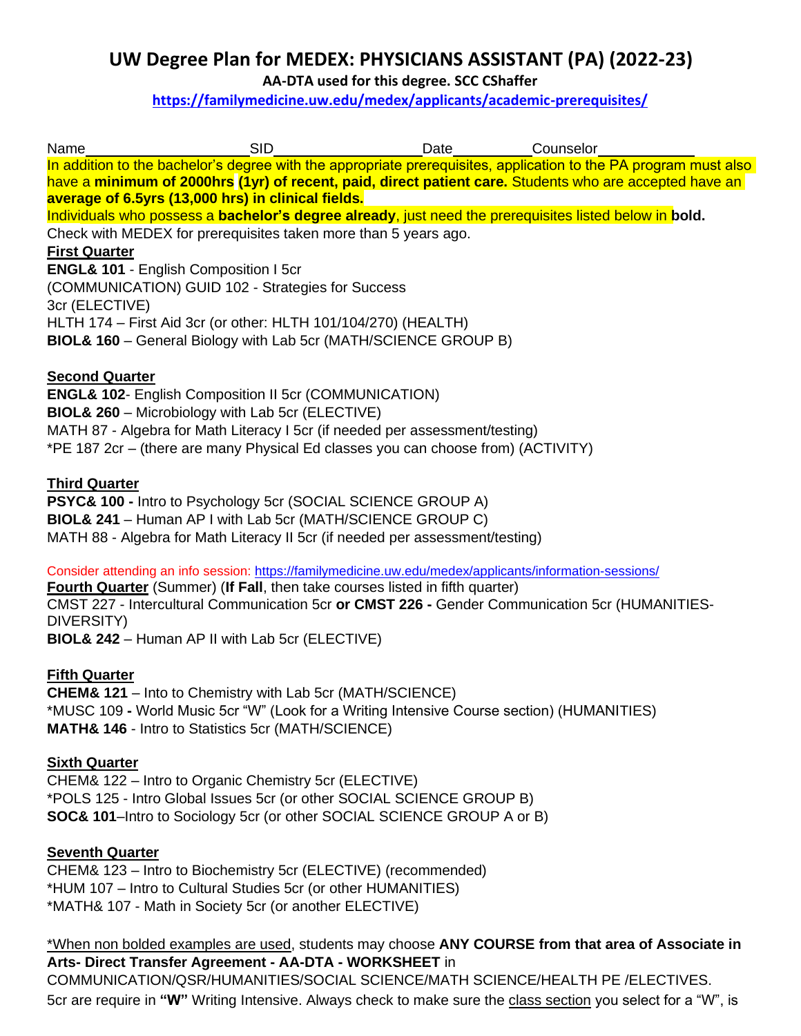# UW Degree Plan for MEDEX: PHYSICIANS ASSISTANT (PA) (2022-23)

**AA-DTA used for this degree. SCC CShaffer**

**https://familymedicine.uw.edu/medex/applicants/academic-prerequisites/**

Name____________________SID_________________Date_________Counselor___________

In addition to the bachelor's degree with the appropriate prerequisites, application to the PA program must also have a **minimum of 2000hrs (1yr) of recent, paid, direct patient care.** Students who are accepted have an **average of 6.5yrs (13,000 hrs) in clinical fields.**

Individuals who possess a **bachelor's degree already**, just need the prerequisites listed below in **bold.**

Check with MEDEX for prerequisites taken more than 5 years ago.

**First Quarter**

**ENGL& 101** - English Composition I 5cr (COMMUNICATION) GUID 102 - Strategies for Success 3cr (ELECTIVE)
HLTH 174 – First Aid 3cr (or other: HLTH 101/104/270) (HEALTH)
**BIOL& 160** – General Biology with Lab 5cr (MATH/SCIENCE GROUP B)

**Second Quarter**

**ENGL& 102**- English Composition II 5cr (COMMUNICATION)
**BIOL& 260** – Microbiology with Lab 5cr (ELECTIVE)
MATH 87 - Algebra for Math Literacy I 5cr (if needed per assessment/testing)
*PE 187 2cr – (there are many Physical Ed classes you can choose from) (ACTIVITY)

**Third Quarter**

**PSYC& 100 -** Intro to Psychology 5cr (SOCIAL SCIENCE GROUP A)
**BIOL& 241** – Human AP I with Lab 5cr (MATH/SCIENCE GROUP C)
MATH 88 - Algebra for Math Literacy II 5cr (if needed per assessment/testing)

Consider attending an info session: https://familymedicine.uw.edu/medex/applicants/information-sessions/

**Fourth Quarter** (Summer) (**If Fall**, then take courses listed in fifth quarter)
CMST 227 - Intercultural Communication 5cr **or CMST 226 -** Gender Communication 5cr (HUMANITIES-DIVERSITY)
**BIOL& 242** – Human AP II with Lab 5cr (ELECTIVE)

**Fifth Quarter**

**CHEM& 121** – Into to Chemistry with Lab 5cr (MATH/SCIENCE)
*MUSC 109 **-** World Music 5cr "W" (Look for a Writing Intensive Course section) (HUMANITIES)
**MATH& 146** - Intro to Statistics 5cr (MATH/SCIENCE)

**Sixth Quarter**

CHEM& 122 – Intro to Organic Chemistry 5cr (ELECTIVE)
*POLS 125 - Intro Global Issues 5cr (or other SOCIAL SCIENCE GROUP B)
**SOC& 101**–Intro to Sociology 5cr (or other SOCIAL SCIENCE GROUP A or B)

**Seventh Quarter**

CHEM& 123 – Intro to Biochemistry 5cr (ELECTIVE) (recommended)
*HUM 107 – Intro to Cultural Studies 5cr (or other HUMANITIES)
*MATH& 107 - Math in Society 5cr (or another ELECTIVE)

*When non bolded examples are used, students may choose **ANY COURSE from that area of Associate in Arts- Direct Transfer Agreement - AA-DTA - WORKSHEET** in COMMUNICATION/QSR/HUMANITIES/SOCIAL SCIENCE/MATH SCIENCE/HEALTH PE /ELECTIVES. 5cr are require in **"W"** Writing Intensive. Always check to make sure the class section you select for a "W", is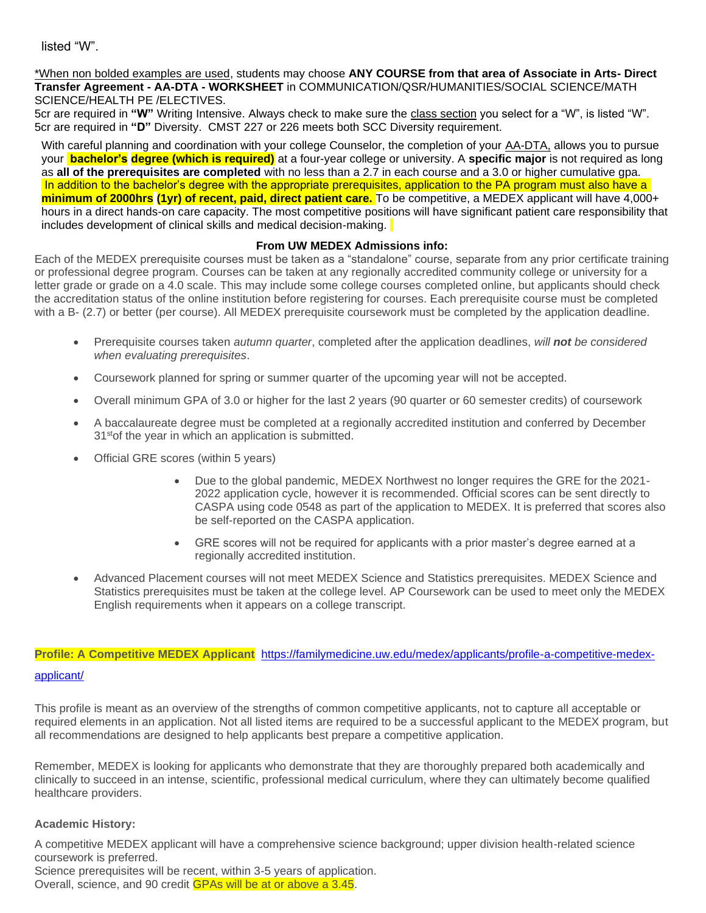listed “W”.

*When non bolded examples are used, students may choose **ANY COURSE from that area of Associate in Arts- Direct Transfer Agreement - AA-DTA - WORKSHEET** in COMMUNICATION/QSR/HUMANITIES/SOCIAL SCIENCE/MATH SCIENCE/HEALTH PE /ELECTIVES.
5cr are required in **“W”** Writing Intensive. Always check to make sure the class section you select for a “W”, is listed “W”.
5cr are required in **“D”** Diversity. CMST 227 or 226 meets both SCC Diversity requirement.

With careful planning and coordination with your college Counselor, the completion of your AA-DTA, allows you to pursue your **bachelor’s degree (which is required)** at a four-year college or university. A **specific major** is not required as long as **all of the prerequisites are completed** with no less than a 2.7 in each course and a 3.0 or higher cumulative gpa. In addition to the bachelor’s degree with the appropriate prerequisites, application to the PA program must also have a **minimum of 2000hrs (1yr) of recent, paid, direct patient care.** To be competitive, a MEDEX applicant will have 4,000+ hours in a direct hands-on care capacity. The most competitive positions will have significant patient care responsibility that includes development of clinical skills and medical decision-making.

**From UW MEDEX Admissions info:**

Each of the MEDEX prerequisite courses must be taken as a “standalone” course, separate from any prior certificate training or professional degree program. Courses can be taken at any regionally accredited community college or university for a letter grade or grade on a 4.0 scale. This may include some college courses completed online, but applicants should check the accreditation status of the online institution before registering for courses. Each prerequisite course must be completed with a B- (2.7) or better (per course). All MEDEX prerequisite coursework must be completed by the application deadline.

- Prerequisite courses taken *autumn quarter*, completed after the application deadlines, *will **not** be considered when evaluating prerequisites*.
- Coursework planned for spring or summer quarter of the upcoming year will not be accepted.
- Overall minimum GPA of 3.0 or higher for the last 2 years (90 quarter or 60 semester credits) of coursework
- A baccalaureate degree must be completed at a regionally accredited institution and conferred by December 31st of the year in which an application is submitted.
- Official GRE scores (within 5 years)
    - Due to the global pandemic, MEDEX Northwest no longer requires the GRE for the 2021-2022 application cycle, however it is recommended. Official scores can be sent directly to CASPA using code 0548 as part of the application to MEDEX. It is preferred that scores also be self-reported on the CASPA application.
    - GRE scores will not be required for applicants with a prior master’s degree earned at a regionally accredited institution.
- Advanced Placement courses will not meet MEDEX Science and Statistics prerequisites. MEDEX Science and Statistics prerequisites must be taken at the college level. AP Coursework can be used to meet only the MEDEX English requirements when it appears on a college transcript.

**Profile: A Competitive MEDEX Applicant** https://familymedicine.uw.edu/medex/applicants/profile-a-competitive-medex-applicant/

This profile is meant as an overview of the strengths of common competitive applicants, not to capture all acceptable or required elements in an application. Not all listed items are required to be a successful applicant to the MEDEX program, but all recommendations are designed to help applicants best prepare a competitive application.

Remember, MEDEX is looking for applicants who demonstrate that they are thoroughly prepared both academically and clinically to succeed in an intense, scientific, professional medical curriculum, where they can ultimately become qualified healthcare providers.

**Academic History:**

A competitive MEDEX applicant will have a comprehensive science background; upper division health-related science coursework is preferred.
Science prerequisites will be recent, within 3-5 years of application.
Overall, science, and 90 credit GPAs will be at or above a 3.45.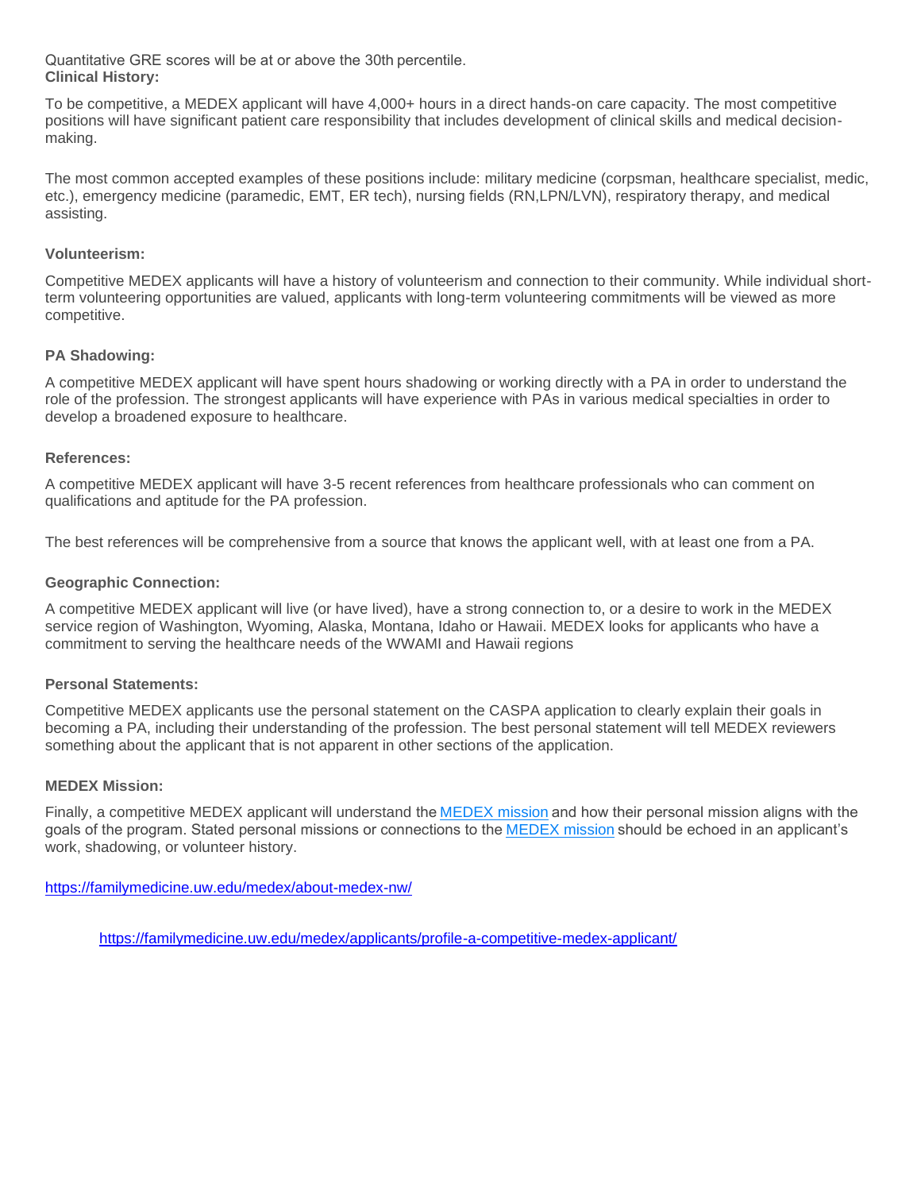Quantitative GRE scores will be at or above the 30th percentile.

**Clinical History:**

To be competitive, a MEDEX applicant will have 4,000+ hours in a direct hands-on care capacity. The most competitive positions will have significant patient care responsibility that includes development of clinical skills and medical decision-making.

The most common accepted examples of these positions include: military medicine (corpsman, healthcare specialist, medic, etc.), emergency medicine (paramedic, EMT, ER tech), nursing fields (RN,LPN/LVN), respiratory therapy, and medical assisting.

**Volunteerism:**

Competitive MEDEX applicants will have a history of volunteerism and connection to their community. While individual short-term volunteering opportunities are valued, applicants with long-term volunteering commitments will be viewed as more competitive.

**PA Shadowing:**

A competitive MEDEX applicant will have spent hours shadowing or working directly with a PA in order to understand the role of the profession. The strongest applicants will have experience with PAs in various medical specialties in order to develop a broadened exposure to healthcare.

**References:**

A competitive MEDEX applicant will have 3-5 recent references from healthcare professionals who can comment on qualifications and aptitude for the PA profession.

The best references will be comprehensive from a source that knows the applicant well, with at least one from a PA.

**Geographic Connection:**

A competitive MEDEX applicant will live (or have lived), have a strong connection to, or a desire to work in the MEDEX service region of Washington, Wyoming, Alaska, Montana, Idaho or Hawaii. MEDEX looks for applicants who have a commitment to serving the healthcare needs of the WWAMI and Hawaii regions

**Personal Statements:**

Competitive MEDEX applicants use the personal statement on the CASPA application to clearly explain their goals in becoming a PA, including their understanding of the profession. The best personal statement will tell MEDEX reviewers something about the applicant that is not apparent in other sections of the application.

**MEDEX Mission:**

Finally, a competitive MEDEX applicant will understand the MEDEX mission and how their personal mission aligns with the goals of the program. Stated personal missions or connections to the MEDEX mission should be echoed in an applicant's work, shadowing, or volunteer history.

https://familymedicine.uw.edu/medex/about-medex-nw/

https://familymedicine.uw.edu/medex/applicants/profile-a-competitive-medex-applicant/